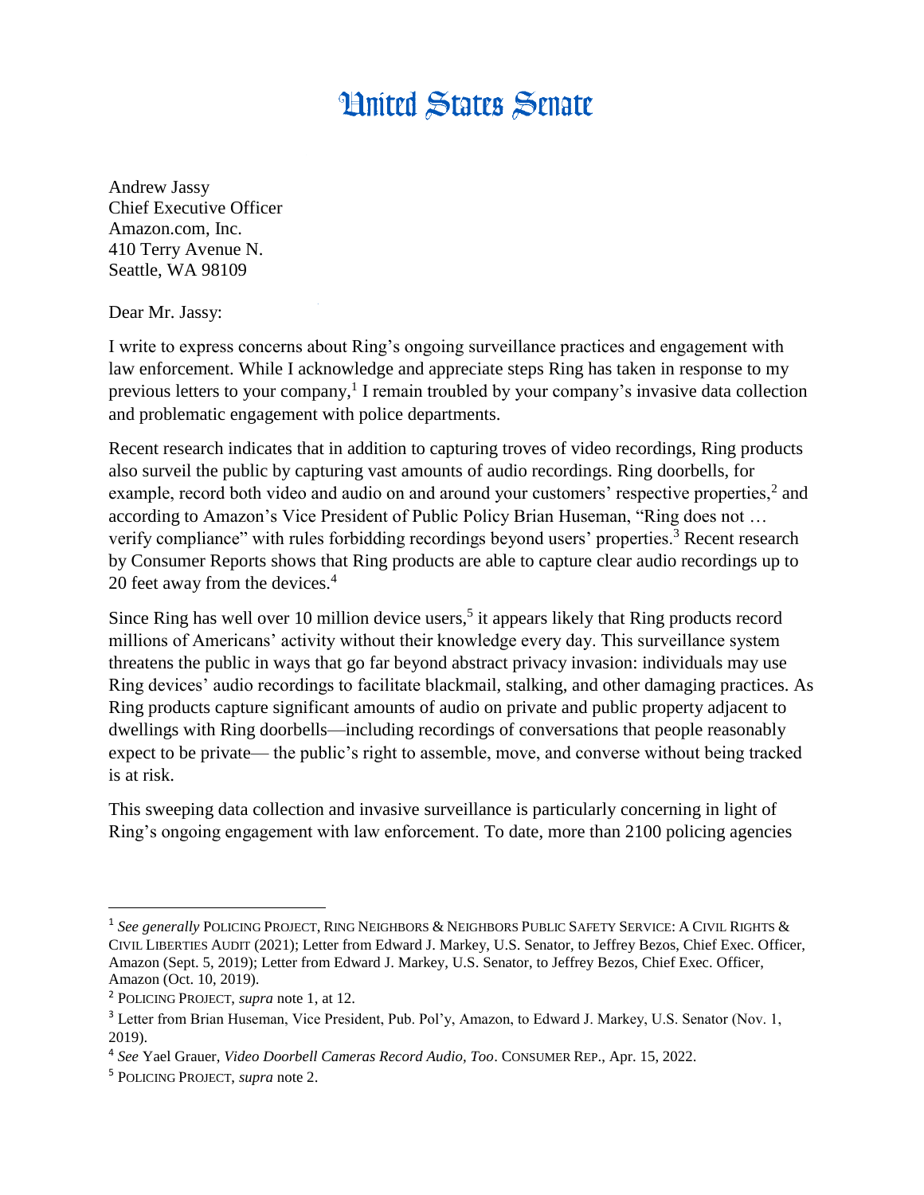# United States Senate

Andrew Jassy
Chief Executive Officer
Amazon.com, Inc.
410 Terry Avenue N.
Seattle, WA 98109

Dear Mr. Jassy:

I write to express concerns about Ring's ongoing surveillance practices and engagement with law enforcement. While I acknowledge and appreciate steps Ring has taken in response to my previous letters to your company,[1] I remain troubled by your company's invasive data collection and problematic engagement with police departments.

Recent research indicates that in addition to capturing troves of video recordings, Ring products also surveil the public by capturing vast amounts of audio recordings. Ring doorbells, for example, record both video and audio on and around your customers' respective properties,[2] and according to Amazon's Vice President of Public Policy Brian Huseman, "Ring does not … verify compliance" with rules forbidding recordings beyond users' properties.[3] Recent research by Consumer Reports shows that Ring products are able to capture clear audio recordings up to 20 feet away from the devices.[4]

Since Ring has well over 10 million device users,[5] it appears likely that Ring products record millions of Americans' activity without their knowledge every day. This surveillance system threatens the public in ways that go far beyond abstract privacy invasion: individuals may use Ring devices' audio recordings to facilitate blackmail, stalking, and other damaging practices. As Ring products capture significant amounts of audio on private and public property adjacent to dwellings with Ring doorbells—including recordings of conversations that people reasonably expect to be private— the public's right to assemble, move, and converse without being tracked is at risk.

This sweeping data collection and invasive surveillance is particularly concerning in light of Ring's ongoing engagement with law enforcement. To date, more than 2100 policing agencies

---

[1] *See generally* POLICING PROJECT, RING NEIGHBORS & NEIGHBORS PUBLIC SAFETY SERVICE: A CIVIL RIGHTS & CIVIL LIBERTIES AUDIT (2021); Letter from Edward J. Markey, U.S. Senator, to Jeffrey Bezos, Chief Exec. Officer, Amazon (Sept. 5, 2019); Letter from Edward J. Markey, U.S. Senator, to Jeffrey Bezos, Chief Exec. Officer, Amazon (Oct. 10, 2019).

[2] POLICING PROJECT, *supra* note 1, at 12.

[3] Letter from Brian Huseman, Vice President, Pub. Pol'y, Amazon, to Edward J. Markey, U.S. Senator (Nov. 1, 2019).

[4] *See* Yael Grauer, *Video Doorbell Cameras Record Audio, Too*. CONSUMER REP., Apr. 15, 2022.

[5] POLICING PROJECT, *supra* note 2.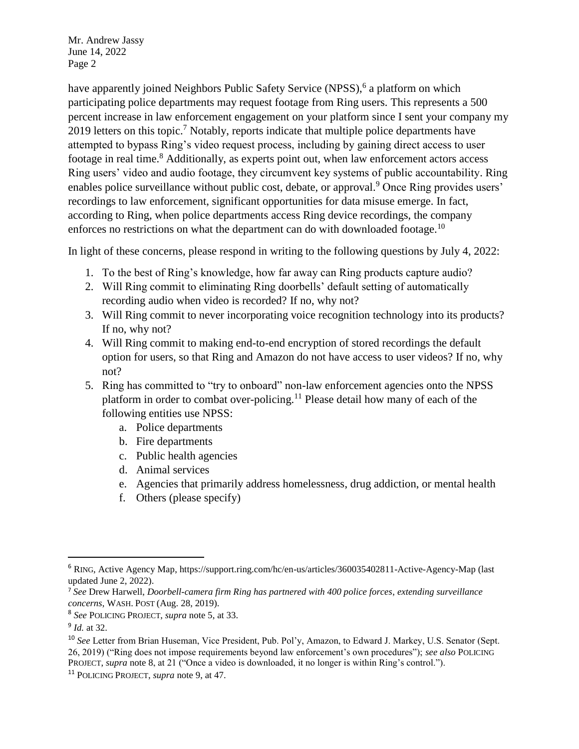have apparently joined Neighbors Public Safety Service (NPSS),[6] a platform on which participating police departments may request footage from Ring users. This represents a 500 percent increase in law enforcement engagement on your platform since I sent your company my 2019 letters on this topic.[7] Notably, reports indicate that multiple police departments have attempted to bypass Ring's video request process, including by gaining direct access to user footage in real time.[8] Additionally, as experts point out, when law enforcement actors access Ring users' video and audio footage, they circumvent key systems of public accountability. Ring enables police surveillance without public cost, debate, or approval.[9] Once Ring provides users' recordings to law enforcement, significant opportunities for data misuse emerge. In fact, according to Ring, when police departments access Ring device recordings, the company enforces no restrictions on what the department can do with downloaded footage.[10]

In light of these concerns, please respond in writing to the following questions by July 4, 2022:

1. To the best of Ring's knowledge, how far away can Ring products capture audio?
2. Will Ring commit to eliminating Ring doorbells' default setting of automatically recording audio when video is recorded? If no, why not?
3. Will Ring commit to never incorporating voice recognition technology into its products? If no, why not?
4. Will Ring commit to making end-to-end encryption of stored recordings the default option for users, so that Ring and Amazon do not have access to user videos? If no, why not?
5. Ring has committed to "try to onboard" non-law enforcement agencies onto the NPSS platform in order to combat over-policing.[11] Please detail how many of each of the following entities use NPSS:
   a. Police departments
   b. Fire departments
   c. Public health agencies
   d. Animal services
   e. Agencies that primarily address homelessness, drug addiction, or mental health
   f. Others (please specify)

---

[6] RING, Active Agency Map, https://support.ring.com/hc/en-us/articles/360035402811-Active-Agency-Map (last updated June 2, 2022).

[7] *See* Drew Harwell, *Doorbell-camera firm Ring has partnered with 400 police forces, extending surveillance concerns*, WASH. POST (Aug. 28, 2019).

[8] *See* POLICING PROJECT, *supra* note 5, at 33.

[9] *Id.* at 32.

[10] *See* Letter from Brian Huseman, Vice President, Pub. Pol'y, Amazon, to Edward J. Markey, U.S. Senator (Sept. 26, 2019) ("Ring does not impose requirements beyond law enforcement's own procedures"); *see also* POLICING PROJECT, *supra* note 8, at 21 ("Once a video is downloaded, it no longer is within Ring's control.").

[11] POLICING PROJECT, *supra* note 9, at 47.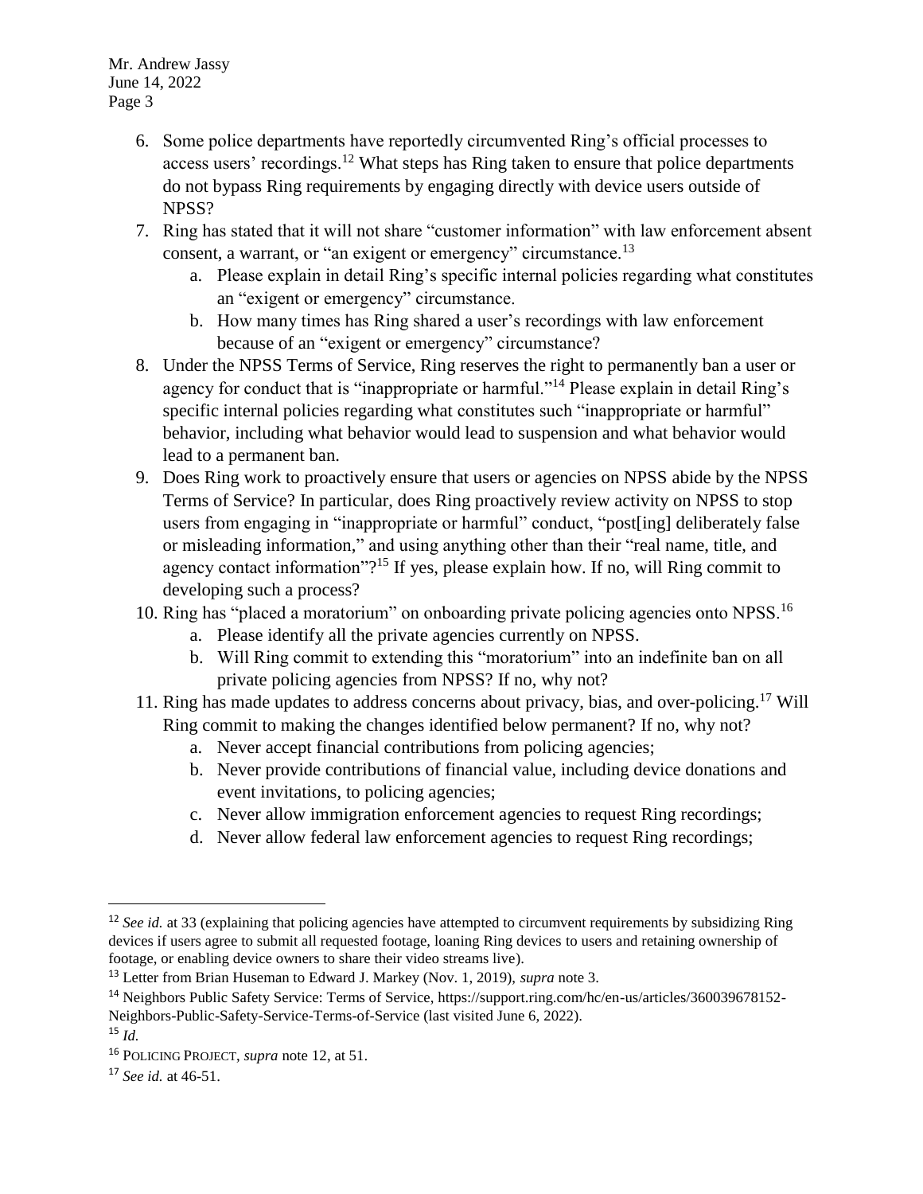6. Some police departments have reportedly circumvented Ring's official processes to access users' recordings.[12] What steps has Ring taken to ensure that police departments do not bypass Ring requirements by engaging directly with device users outside of NPSS?
7. Ring has stated that it will not share "customer information" with law enforcement absent consent, a warrant, or "an exigent or emergency" circumstance.[13]
    a. Please explain in detail Ring's specific internal policies regarding what constitutes an "exigent or emergency" circumstance.
    b. How many times has Ring shared a user's recordings with law enforcement because of an "exigent or emergency" circumstance?
8. Under the NPSS Terms of Service, Ring reserves the right to permanently ban a user or agency for conduct that is "inappropriate or harmful."[14] Please explain in detail Ring's specific internal policies regarding what constitutes such "inappropriate or harmful" behavior, including what behavior would lead to suspension and what behavior would lead to a permanent ban.
9. Does Ring work to proactively ensure that users or agencies on NPSS abide by the NPSS Terms of Service? In particular, does Ring proactively review activity on NPSS to stop users from engaging in "inappropriate or harmful" conduct, "post[ing] deliberately false or misleading information," and using anything other than their "real name, title, and agency contact information"?[15] If yes, please explain how. If no, will Ring commit to developing such a process?
10. Ring has "placed a moratorium" on onboarding private policing agencies onto NPSS.[16]
    a. Please identify all the private agencies currently on NPSS.
    b. Will Ring commit to extending this "moratorium" into an indefinite ban on all private policing agencies from NPSS? If no, why not?
11. Ring has made updates to address concerns about privacy, bias, and over-policing.[17] Will Ring commit to making the changes identified below permanent? If no, why not?
    a. Never accept financial contributions from policing agencies;
    b. Never provide contributions of financial value, including device donations and event invitations, to policing agencies;
    c. Never allow immigration enforcement agencies to request Ring recordings;
    d. Never allow federal law enforcement agencies to request Ring recordings;

---

[12] *See id.* at 33 (explaining that policing agencies have attempted to circumvent requirements by subsidizing Ring devices if users agree to submit all requested footage, loaning Ring devices to users and retaining ownership of footage, or enabling device owners to share their video streams live).

[13] Letter from Brian Huseman to Edward J. Markey (Nov. 1, 2019), *supra* note 3.

[14] Neighbors Public Safety Service: Terms of Service, https://support.ring.com/hc/en-us/articles/360039678152-Neighbors-Public-Safety-Service-Terms-of-Service (last visited June 6, 2022).

[15] *Id.*

[16] POLICING PROJECT, *supra* note 12, at 51.

[17] *See id.* at 46-51.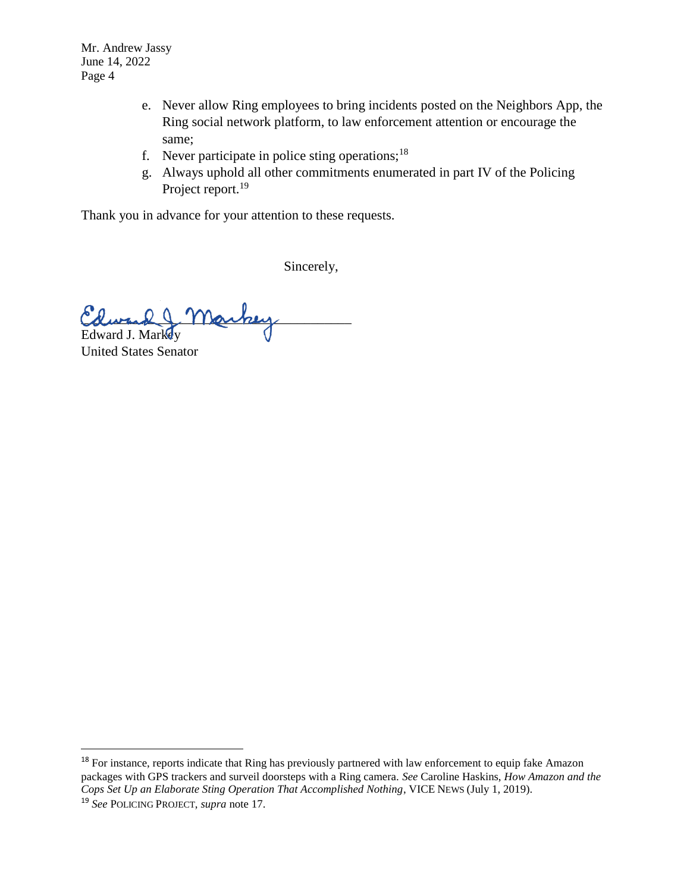e. Never allow Ring employees to bring incidents posted on the Neighbors App, the Ring social network platform, to law enforcement attention or encourage the same;
f. Never participate in police sting operations;[18]
g. Always uphold all other commitments enumerated in part IV of the Policing Project report.[19]

Thank you in advance for your attention to these requests.

Sincerely,

Edward J. Markey
United States Senator

---

[18] For instance, reports indicate that Ring has previously partnered with law enforcement to equip fake Amazon packages with GPS trackers and surveil doorsteps with a Ring camera. *See* Caroline Haskins, *How Amazon and the Cops Set Up an Elaborate Sting Operation That Accomplished Nothing*, VICE NEWS (July 1, 2019).

[19] *See* POLICING PROJECT, *supra* note 17.